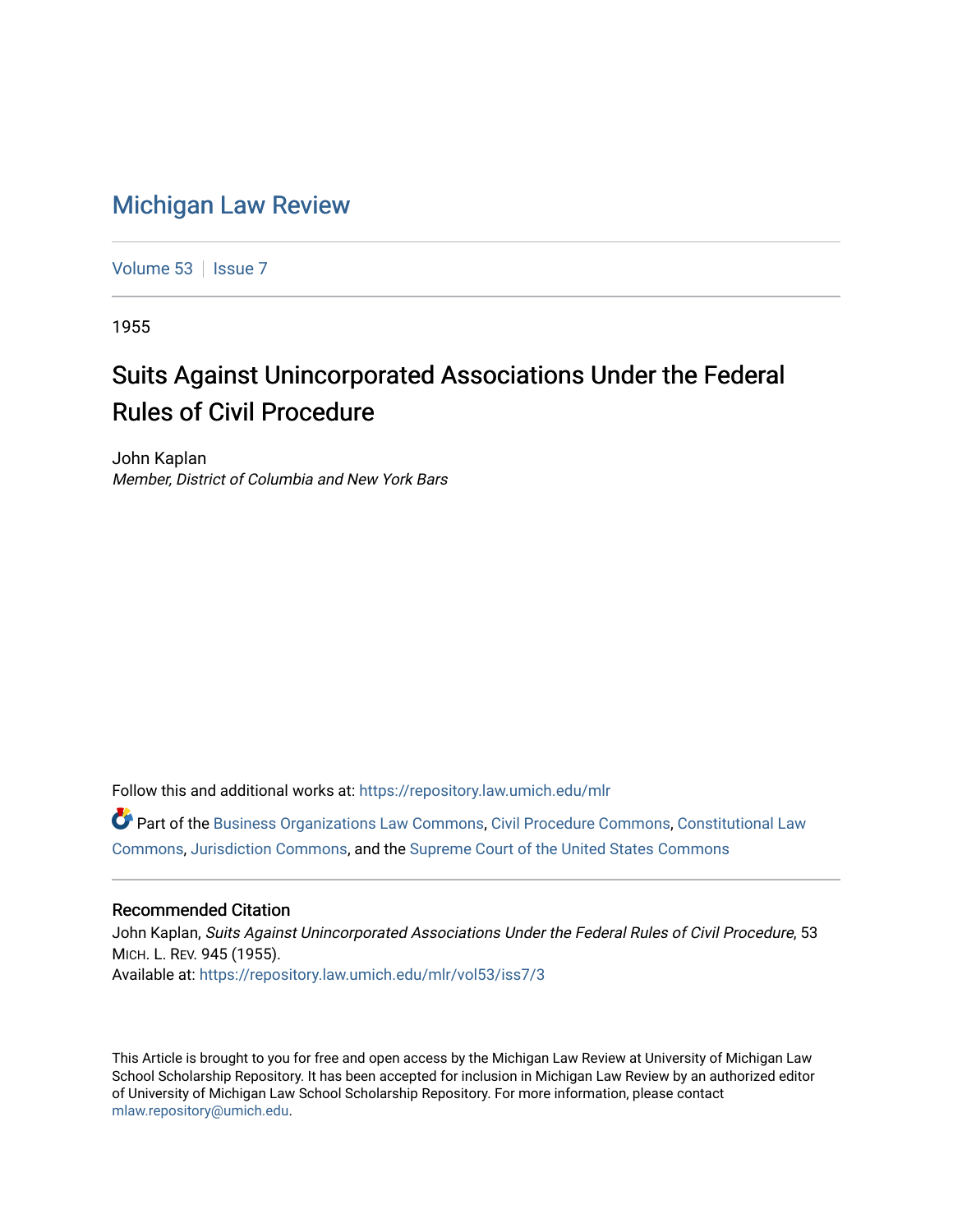# Michigan Law Review

Volume 53 | Issue 7

1955

## Suits Against Unincorporated Associations Under the Federal Rules of Civil Procedure

John Kaplan
*Member, District of Columbia and New York Bars*

Follow this and additional works at: https://repository.law.umich.edu/mlr

Part of the Business Organizations Law Commons, Civil Procedure Commons, Constitutional Law Commons, Jurisdiction Commons, and the Supreme Court of the United States Commons

### Recommended Citation

John Kaplan, *Suits Against Unincorporated Associations Under the Federal Rules of Civil Procedure*, 53 MICH. L. REV. 945 (1955).
Available at: https://repository.law.umich.edu/mlr/vol53/iss7/3

This Article is brought to you for free and open access by the Michigan Law Review at University of Michigan Law School Scholarship Repository. It has been accepted for inclusion in Michigan Law Review by an authorized editor of University of Michigan Law School Scholarship Repository. For more information, please contact mlaw.repository@umich.edu.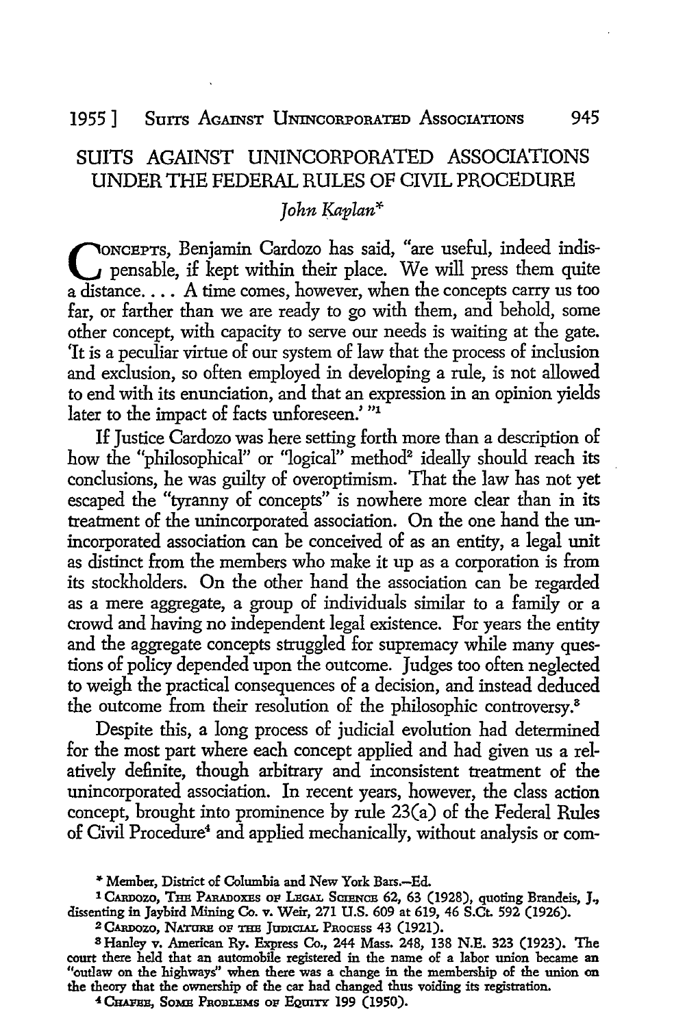# SUITS AGAINST UNINCORPORATED ASSOCIATIONS UNDER THE FEDERAL RULES OF CIVIL PROCEDURE

*John Kaplan**

CONCEPTS, Benjamin Cardozo has said, "are useful, indeed indispensable, if kept within their place. We will press them quite a distance. . . . A time comes, however, when the concepts carry us too far, or farther than we are ready to go with them, and behold, some other concept, with capacity to serve our needs is waiting at the gate. 'It is a peculiar virtue of our system of law that the process of inclusion and exclusion, so often employed in developing a rule, is not allowed to end with its enunciation, and that an expression in an opinion yields later to the impact of facts unforeseen.' "[1]

If Justice Cardozo was here setting forth more than a description of how the "philosophical" or "logical" method[2] ideally should reach its conclusions, he was guilty of overoptimism. That the law has not yet escaped the "tyranny of concepts" is nowhere more clear than in its treatment of the unincorporated association. On the one hand the unincorporated association can be conceived of as an entity, a legal unit as distinct from the members who make it up as a corporation is from its stockholders. On the other hand the association can be regarded as a mere aggregate, a group of individuals similar to a family or a crowd and having no independent legal existence. For years the entity and the aggregate concepts struggled for supremacy while many questions of policy depended upon the outcome. Judges too often neglected to weigh the practical consequences of a decision, and instead deduced the outcome from their resolution of the philosophic controversy.[3]

Despite this, a long process of judicial evolution had determined for the most part where each concept applied and had given us a relatively definite, though arbitrary and inconsistent treatment of the unincorporated association. In recent years, however, the class action concept, brought into prominence by rule 23(a) of the Federal Rules of Civil Procedure[4] and applied mechanically, without analysis or com-

---

\* Member, District of Columbia and New York Bars.—Ed.

[1] CARDOZO, THE PARADOXES OF LEGAL SCIENCE 62, 63 (1928), quoting Brandeis, J., dissenting in Jaybird Mining Co. v. Weir, 271 U.S. 609 at 619, 46 S.Ct. 592 (1926).

[2] CARDOZO, NATURE OF THE JUDICIAL PROCESS 43 (1921).

[3] Hanley v. American Ry. Express Co., 244 Mass. 248, 138 N.E. 323 (1923). The court there held that an automobile registered in the name of a labor union became an "outlaw on the highways" when there was a change in the membership of the union on the theory that the ownership of the car had changed thus voiding its registration.

[4] CHAFEE, SOME PROBLEMS OF EQUITY 199 (1950).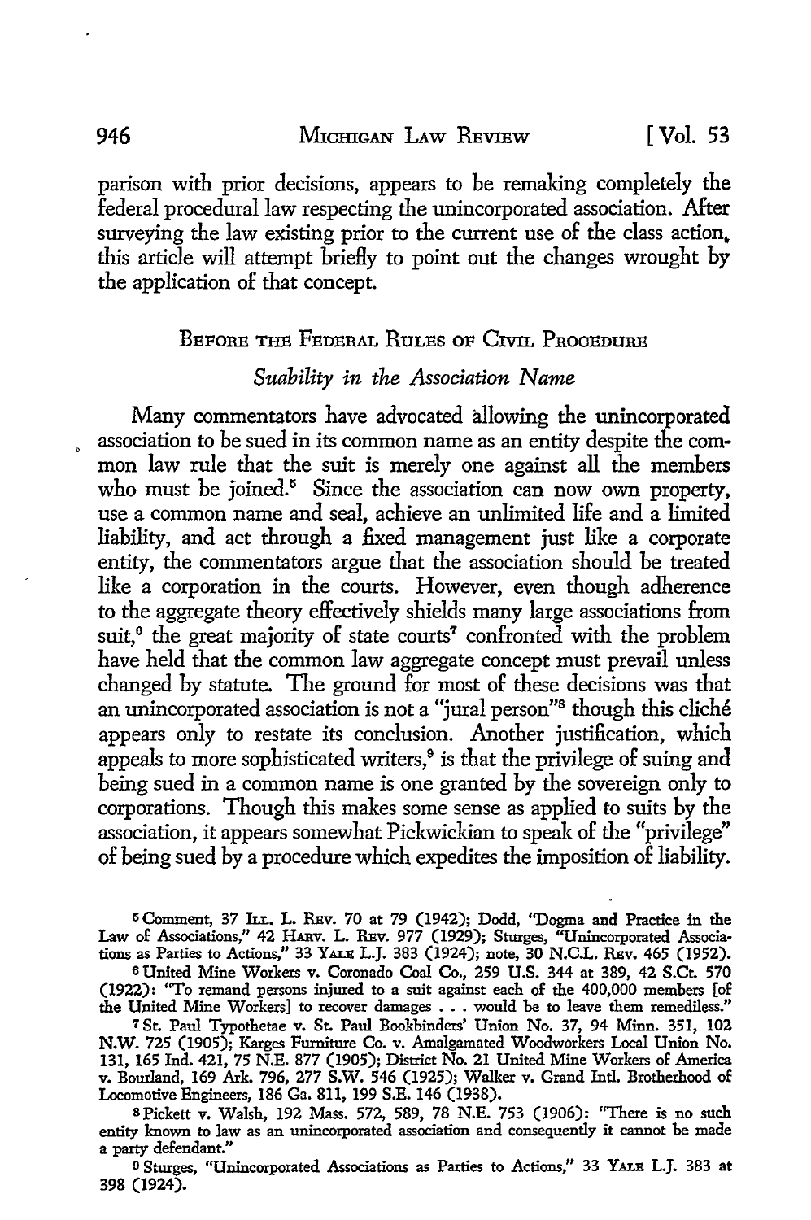parison with prior decisions, appears to be remaking completely the federal procedural law respecting the unincorporated association. After surveying the law existing prior to the current use of the class action, this article will attempt briefly to point out the changes wrought by the application of that concept.

## BEFORE THE FEDERAL RULES OF CIVIL PROCEDURE

### *Suability in the Association Name*

Many commentators have advocated allowing the unincorporated association to be sued in its common name as an entity despite the common law rule that the suit is merely one against all the members who must be joined.[5] Since the association can now own property, use a common name and seal, achieve an unlimited life and a limited liability, and act through a fixed management just like a corporate entity, the commentators argue that the association should be treated like a corporation in the courts. However, even though adherence to the aggregate theory effectively shields many large associations from suit,[6] the great majority of state courts[7] confronted with the problem have held that the common law aggregate concept must prevail unless changed by statute. The ground for most of these decisions was that an unincorporated association is not a "jural person"[8] though this cliché appears only to restate its conclusion. Another justification, which appeals to more sophisticated writers,[9] is that the privilege of suing and being sued in a common name is one granted by the sovereign only to corporations. Though this makes some sense as applied to suits by the association, it appears somewhat Pickwickian to speak of the "privilege" of being sued by a procedure which expedites the imposition of liability.

---

[5] Comment, 37 ILL. L. REV. 70 at 79 (1942); Dodd, "Dogma and Practice in the Law of Associations," 42 HARV. L. REV. 977 (1929); Sturges, "Unincorporated Associations as Parties to Actions," 33 YALE L.J. 383 (1924); note, 30 N.C.L. REV. 465 (1952).

[6] United Mine Workers v. Coronado Coal Co., 259 U.S. 344 at 389, 42 S.Ct. 570 (1922): "To remand persons injured to a suit against each of the 400,000 members [of the United Mine Workers] to recover damages . . . would be to leave them remediless."

[7] St. Paul Typothetae v. St. Paul Bookbinders' Union No. 37, 94 Minn. 351, 102 N.W. 725 (1905); Karges Furniture Co. v. Amalgamated Woodworkers Local Union No. 131, 165 Ind. 421, 75 N.E. 877 (1905); District No. 21 United Mine Workers of America v. Bourland, 169 Ark. 796, 277 S.W. 546 (1925); Walker v. Grand Intl. Brotherhood of Locomotive Engineers, 186 Ga. 811, 199 S.E. 146 (1938).

[8] Pickett v. Walsh, 192 Mass. 572, 589, 78 N.E. 753 (1906): "There is no such entity known to law as an unincorporated association and consequently it cannot be made a party defendant."

[9] Sturges, "Unincorporated Associations as Parties to Actions," 33 YALE L.J. 383 at 398 (1924).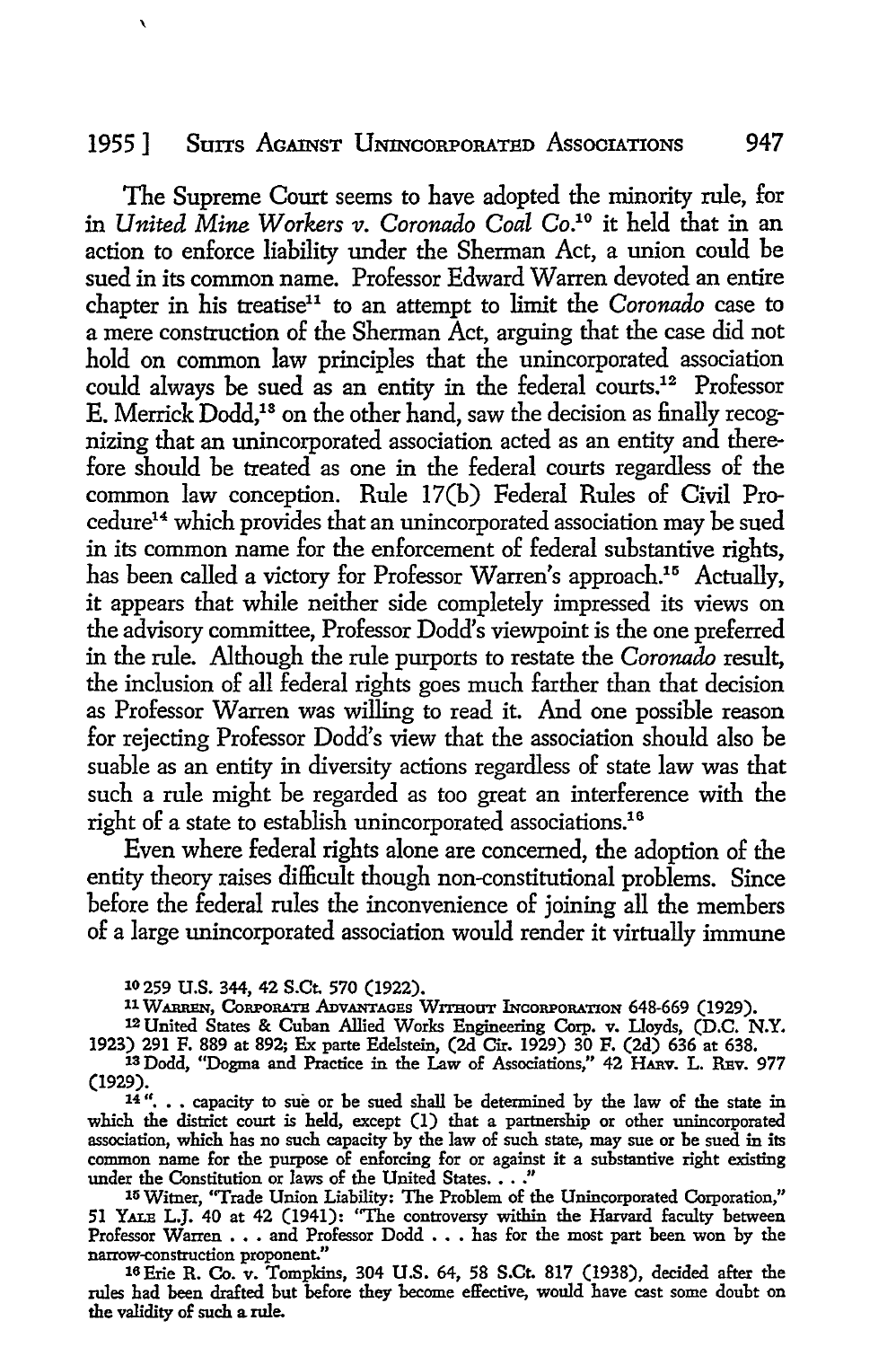The Supreme Court seems to have adopted the minority rule, for in *United Mine Workers v. Coronado Coal Co.*[10] it held that in an action to enforce liability under the Sherman Act, a union could be sued in its common name. Professor Edward Warren devoted an entire chapter in his treatise[11] to an attempt to limit the *Coronado* case to a mere construction of the Sherman Act, arguing that the case did not hold on common law principles that the unincorporated association could always be sued as an entity in the federal courts.[12] Professor E. Merrick Dodd,[13] on the other hand, saw the decision as finally recognizing that an unincorporated association acted as an entity and therefore should be treated as one in the federal courts regardless of the common law conception. Rule 17(b) Federal Rules of Civil Procedure[14] which provides that an unincorporated association may be sued in its common name for the enforcement of federal substantive rights, has been called a victory for Professor Warren's approach.[15] Actually, it appears that while neither side completely impressed its views on the advisory committee, Professor Dodd's viewpoint is the one preferred in the rule. Although the rule purports to restate the *Coronado* result, the inclusion of all federal rights goes much farther than that decision as Professor Warren was willing to read it. And one possible reason for rejecting Professor Dodd's view that the association should also be suable as an entity in diversity actions regardless of state law was that such a rule might be regarded as too great an interference with the right of a state to establish unincorporated associations.[16]

Even where federal rights alone are concerned, the adoption of the entity theory raises difficult though non-constitutional problems. Since before the federal rules the inconvenience of joining all the members of a large unincorporated association would render it virtually immune

---

[10] 259 U.S. 344, 42 S.Ct. 570 (1922).

[11] WARREN, CORPORATE ADVANTAGES WITHOUT INCORPORATION 648-669 (1929).

[12] United States & Cuban Allied Works Engineering Corp. v. Lloyds, (D.C. N.Y. 1923) 291 F. 889 at 892; Ex parte Edelstein, (2d Cir. 1929) 30 F. (2d) 636 at 638.

[13] Dodd, "Dogma and Practice in the Law of Associations," 42 HARV. L. REV. 977 (1929).

[14] ". . . capacity to sue or be sued shall be determined by the law of the state in which the district court is held, except (1) that a partnership or other unincorporated association, which has no such capacity by the law of such state, may sue or be sued in its common name for the purpose of enforcing for or against it a substantive right existing under the Constitution or laws of the United States. . . ."

[15] Witmer, "Trade Union Liability: The Problem of the Unincorporated Corporation," 51 YALE L.J. 40 at 42 (1941): "The controversy within the Harvard faculty between Professor Warren . . . and Professor Dodd . . . has for the most part been won by the narrow-construction proponent."

[16] Erie R. Co. v. Tompkins, 304 U.S. 64, 58 S.Ct. 817 (1938), decided after the rules had been drafted but before they become effective, would have cast some doubt on the validity of such a rule.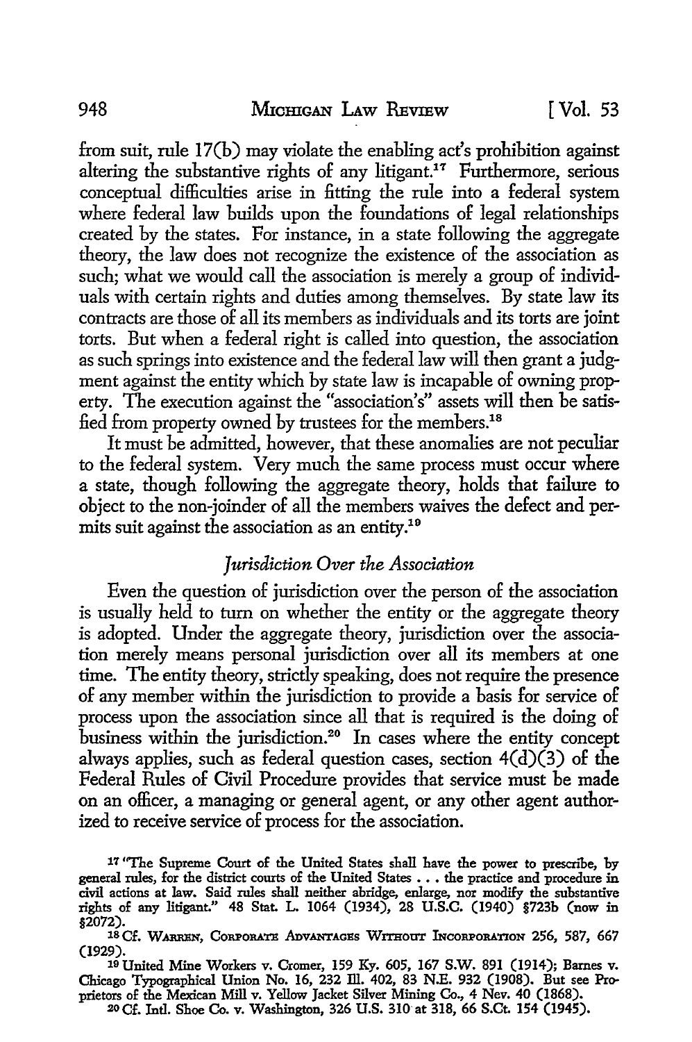from suit, rule 17(b) may violate the enabling act's prohibition against altering the substantive rights of any litigant.[17] Furthermore, serious conceptual difficulties arise in fitting the rule into a federal system where federal law builds upon the foundations of legal relationships created by the states. For instance, in a state following the aggregate theory, the law does not recognize the existence of the association as such; what we would call the association is merely a group of individuals with certain rights and duties among themselves. By state law its contracts are those of all its members as individuals and its torts are joint torts. But when a federal right is called into question, the association as such springs into existence and the federal law will then grant a judgment against the entity which by state law is incapable of owning property. The execution against the "association's" assets will then be satisfied from property owned by trustees for the members.[18]

It must be admitted, however, that these anomalies are not peculiar to the federal system. Very much the same process must occur where a state, though following the aggregate theory, holds that failure to object to the non-joinder of all the members waives the defect and permits suit against the association as an entity.[19]

### *Jurisdiction Over the Association*

Even the question of jurisdiction over the person of the association is usually held to turn on whether the entity or the aggregate theory is adopted. Under the aggregate theory, jurisdiction over the association merely means personal jurisdiction over all its members at one time. The entity theory, strictly speaking, does not require the presence of any member within the jurisdiction to provide a basis for service of process upon the association since all that is required is the doing of business within the jurisdiction.[20] In cases where the entity concept always applies, such as federal question cases, section 4(d)(3) of the Federal Rules of Civil Procedure provides that service must be made on an officer, a managing or general agent, or any other agent authorized to receive service of process for the association.

---

[17] "The Supreme Court of the United States shall have the power to prescribe, by general rules, for the district courts of the United States . . . the practice and procedure in civil actions at law. Said rules shall neither abridge, enlarge, nor modify the substantive rights of any litigant." 48 Stat. L. 1064 (1934), 28 U.S.C. (1940) §723b (now in §2072).

[18] Cf. WARREN, CORPORATE ADVANTAGES WITHOUT INCORPORATION 256, 587, 667 (1929).

[19] United Mine Workers v. Cromer, 159 Ky. 605, 167 S.W. 891 (1914); Barnes v. Chicago Typographical Union No. 16, 232 Ill. 402, 83 N.E. 932 (1908). But see Proprietors of the Mexican Mill v. Yellow Jacket Silver Mining Co., 4 Nev. 40 (1868).

[20] Cf. Intl. Shoe Co. v. Washington, 326 U.S. 310 at 318, 66 S.Ct. 154 (1945).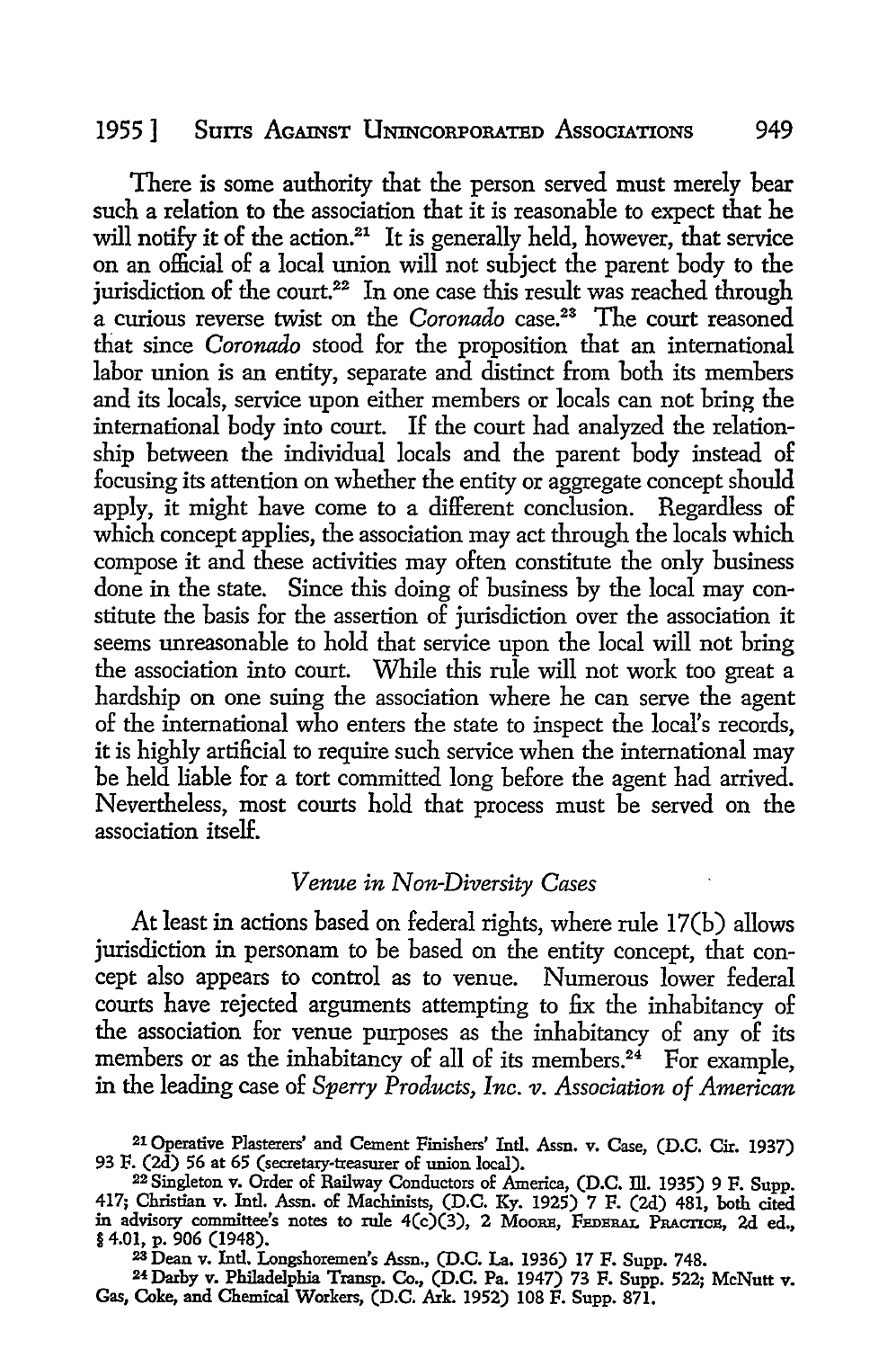There is some authority that the person served must merely bear such a relation to the association that it is reasonable to expect that he will notify it of the action.[21] It is generally held, however, that service on an official of a local union will not subject the parent body to the jurisdiction of the court.[22] In one case this result was reached through a curious reverse twist on the *Coronado* case.[23] The court reasoned that since *Coronado* stood for the proposition that an international labor union is an entity, separate and distinct from both its members and its locals, service upon either members or locals can not bring the international body into court. If the court had analyzed the relationship between the individual locals and the parent body instead of focusing its attention on whether the entity or aggregate concept should apply, it might have come to a different conclusion. Regardless of which concept applies, the association may act through the locals which compose it and these activities may often constitute the only business done in the state. Since this doing of business by the local may constitute the basis for the assertion of jurisdiction over the association it seems unreasonable to hold that service upon the local will not bring the association into court. While this rule will not work too great a hardship on one suing the association where he can serve the agent of the international who enters the state to inspect the local's records, it is highly artificial to require such service when the international may be held liable for a tort committed long before the agent had arrived. Nevertheless, most courts hold that process must be served on the association itself.

### *Venue in Non-Diversity Cases*

At least in actions based on federal rights, where rule 17(b) allows jurisdiction in personam to be based on the entity concept, that concept also appears to control as to venue. Numerous lower federal courts have rejected arguments attempting to fix the inhabitancy of the association for venue purposes as the inhabitancy of any of its members or as the inhabitancy of all of its members.[24] For example, in the leading case of *Sperry Products, Inc. v. Association of American*

---

[21] Operative Plasterers' and Cement Finishers' Intl. Assn. v. Case, (D.C. Cir. 1937) 93 F. (2d) 56 at 65 (secretary-treasurer of union local).

[22] Singleton v. Order of Railway Conductors of America, (D.C. Ill. 1935) 9 F. Supp. 417; Christian v. Intl. Assn. of Machinists, (D.C. Ky. 1925) 7 F. (2d) 481, both cited in advisory committee's notes to rule 4(c)(3), 2 Moore, Federal Practice, 2d ed., § 4.01, p. 906 (1948).

[23] Dean v. Intl. Longshoremen's Assn., (D.C. La. 1936) 17 F. Supp. 748.

[24] Darby v. Philadelphia Transp. Co., (D.C. Pa. 1947) 73 F. Supp. 522; McNutt v. Gas, Coke, and Chemical Workers, (D.C. Ark. 1952) 108 F. Supp. 871.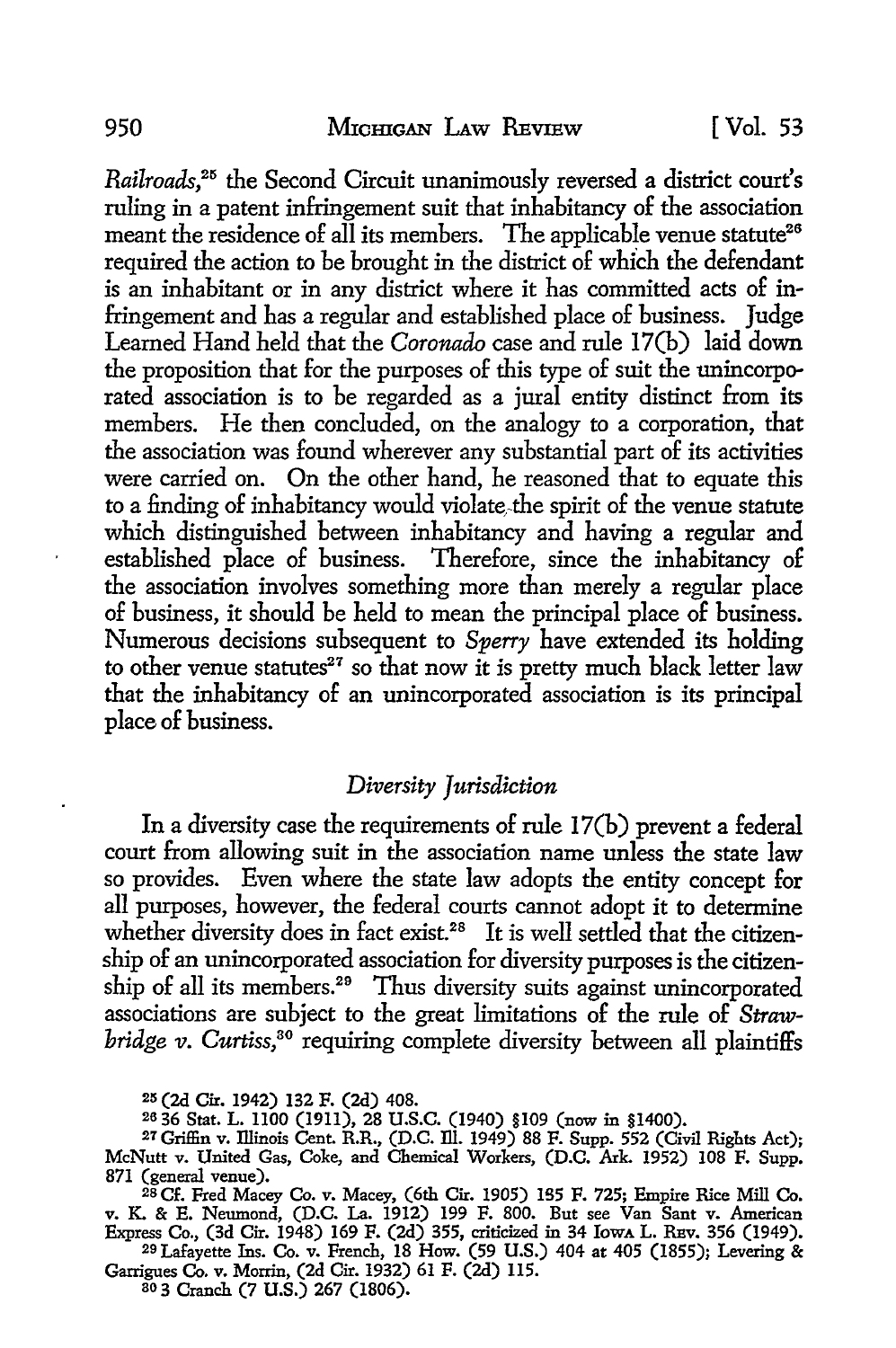*Railroads*,[25] the Second Circuit unanimously reversed a district court's ruling in a patent infringement suit that inhabitancy of the association meant the residence of all its members. The applicable venue statute[26] required the action to be brought in the district of which the defendant is an inhabitant or in any district where it has committed acts of infringement and has a regular and established place of business. Judge Learned Hand held that the *Coronado* case and rule 17(b) laid down the proposition that for the purposes of this type of suit the unincorporated association is to be regarded as a jural entity distinct from its members. He then concluded, on the analogy to a corporation, that the association was found wherever any substantial part of its activities were carried on. On the other hand, he reasoned that to equate this to a finding of inhabitancy would violate the spirit of the venue statute which distinguished between inhabitancy and having a regular and established place of business. Therefore, since the inhabitancy of the association involves something more than merely a regular place of business, it should be held to mean the principal place of business. Numerous decisions subsequent to *Sperry* have extended its holding to other venue statutes[27] so that now it is pretty much black letter law that the inhabitancy of an unincorporated association is its principal place of business.

### *Diversity Jurisdiction*

In a diversity case the requirements of rule 17(b) prevent a federal court from allowing suit in the association name unless the state law so provides. Even where the state law adopts the entity concept for all purposes, however, the federal courts cannot adopt it to determine whether diversity does in fact exist.[28] It is well settled that the citizenship of an unincorporated association for diversity purposes is the citizenship of all its members.[29] Thus diversity suits against unincorporated associations are subject to the great limitations of the rule of *Strawbridge v. Curtiss*,[30] requiring complete diversity between all plaintiffs

---

[25] (2d Cir. 1942) 132 F. (2d) 408.

[26] 36 Stat. L. 1100 (1911), 28 U.S.C. (1940) §109 (now in §1400).

[27] Griffin v. Illinois Cent. R.R., (D.C. Ill. 1949) 88 F. Supp. 552 (Civil Rights Act); McNutt v. United Gas, Coke, and Chemical Workers, (D.C. Ark. 1952) 108 F. Supp. 871 (general venue).

[28] Cf. Fred Macey Co. v. Macey, (6th Cir. 1905) 135 F. 725; Empire Rice Mill Co. v. K. & E. Neumond, (D.C. La. 1912) 199 F. 800. But see Van Sant v. American Express Co., (3d Cir. 1948) 169 F. (2d) 355, criticized in 34 Iowa L. Rev. 356 (1949).

[29] Lafayette Ins. Co. v. French, 18 How. (59 U.S.) 404 at 405 (1855); Levering & Garrigues Co. v. Morrin, (2d Cir. 1932) 61 F. (2d) 115.

[30] 3 Cranch (7 U.S.) 267 (1806).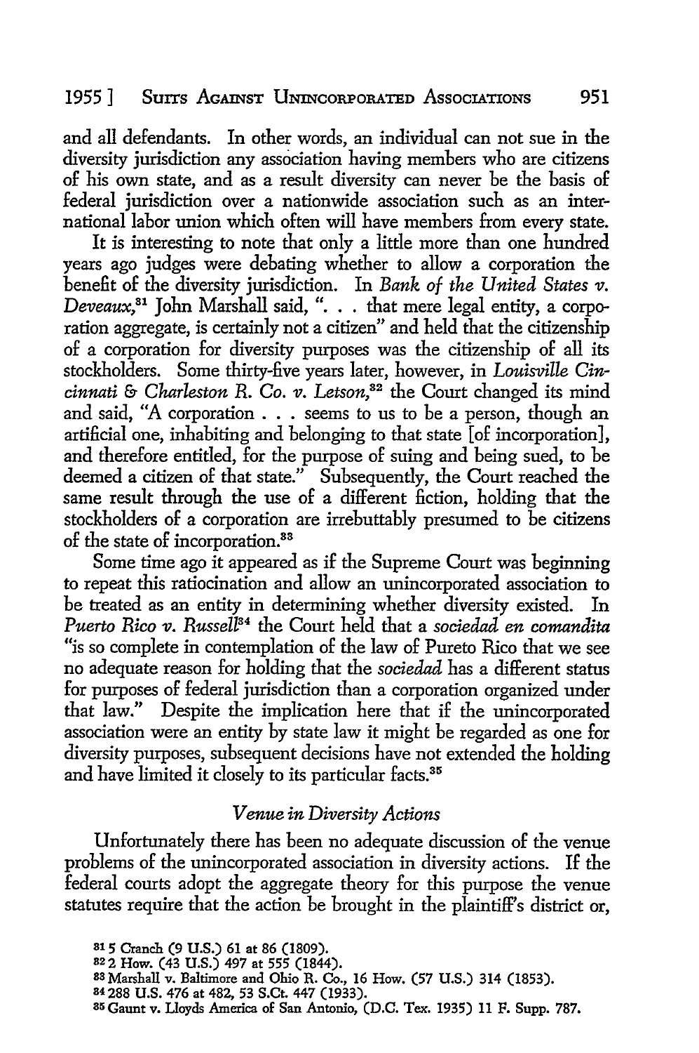and all defendants. In other words, an individual can not sue in the diversity jurisdiction any association having members who are citizens of his own state, and as a result diversity can never be the basis of federal jurisdiction over a nationwide association such as an international labor union which often will have members from every state.

It is interesting to note that only a little more than one hundred years ago judges were debating whether to allow a corporation the benefit of the diversity jurisdiction. In *Bank of the United States v. Deveaux,*[31] John Marshall said, ". . . that mere legal entity, a corporation aggregate, is certainly not a citizen" and held that the citizenship of a corporation for diversity purposes was the citizenship of all its stockholders. Some thirty-five years later, however, in *Louisville Cincinnati & Charleston R. Co. v. Letson,*[32] the Court changed its mind and said, "A corporation . . . seems to us to be a person, though an artificial one, inhabiting and belonging to that state [of incorporation], and therefore entitled, for the purpose of suing and being sued, to be deemed a citizen of that state." Subsequently, the Court reached the same result through the use of a different fiction, holding that the stockholders of a corporation are irrebuttably presumed to be citizens of the state of incorporation.[33]

Some time ago it appeared as if the Supreme Court was beginning to repeat this ratiocination and allow an unincorporated association to be treated as an entity in determining whether diversity existed. In *Puerto Rico v. Russell*[34] the Court held that a *sociedad en comandita* "is so complete in contemplation of the law of Pureto Rico that we see no adequate reason for holding that the *sociedad* has a different status for purposes of federal jurisdiction than a corporation organized under that law." Despite the implication here that if the unincorporated association were an entity by state law it might be regarded as one for diversity purposes, subsequent decisions have not extended the holding and have limited it closely to its particular facts.[35]

### *Venue in Diversity Actions*

Unfortunately there has been no adequate discussion of the venue problems of the unincorporated association in diversity actions. If the federal courts adopt the aggregate theory for this purpose the venue statutes require that the action be brought in the plaintiff's district or,

---

[31] 5 Cranch (9 U.S.) 61 at 86 (1809).

[32] 2 How. (43 U.S.) 497 at 555 (1844).

[33] Marshall v. Baltimore and Ohio R. Co., 16 How. (57 U.S.) 314 (1853).

[34] 288 U.S. 476 at 482, 53 S.Ct. 447 (1933).

[35] Gaunt v. Lloyds America of San Antonio, (D.C. Tex. 1935) 11 F. Supp. 787.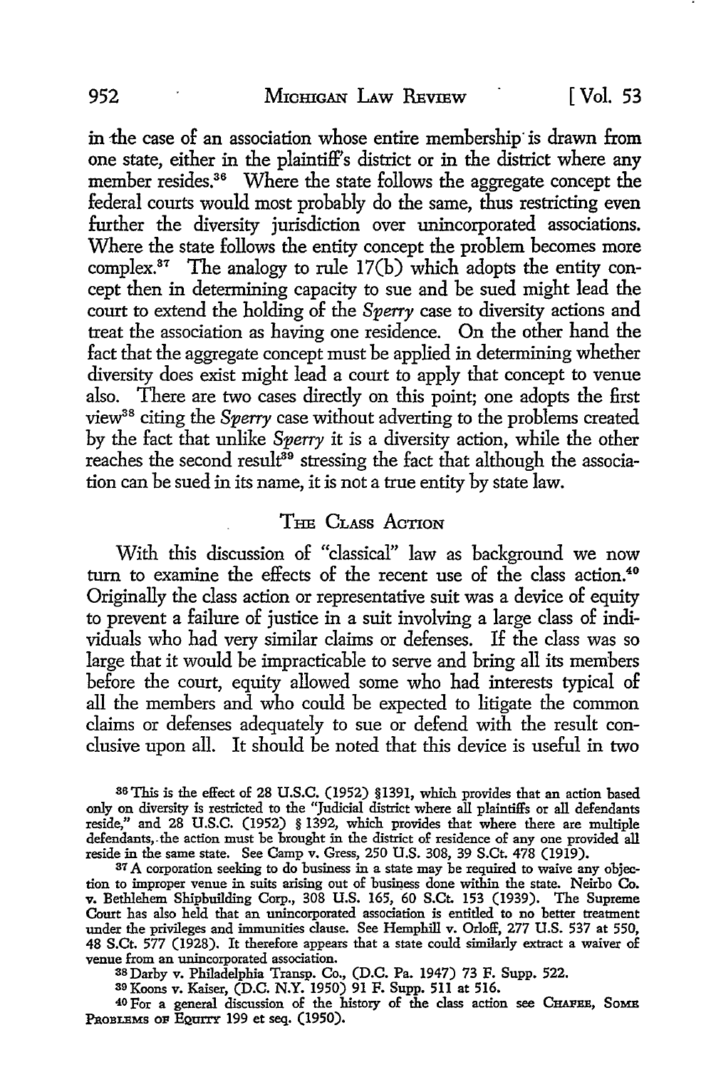in the case of an association whose entire membership is drawn from one state, either in the plaintiff's district or in the district where any member resides.[36] Where the state follows the aggregate concept the federal courts would most probably do the same, thus restricting even further the diversity jurisdiction over unincorporated associations. Where the state follows the entity concept the problem becomes more complex.[37] The analogy to rule 17(b) which adopts the entity concept then in determining capacity to sue and be sued might lead the court to extend the holding of the *Sperry* case to diversity actions and treat the association as having one residence. On the other hand the fact that the aggregate concept must be applied in determining whether diversity does exist might lead a court to apply that concept to venue also. There are two cases directly on this point; one adopts the first view[38] citing the *Sperry* case without adverting to the problems created by the fact that unlike *Sperry* it is a diversity action, while the other reaches the second result[39] stressing the fact that although the association can be sued in its name, it is not a true entity by state law.

## The Class Action

With this discussion of "classical" law as background we now turn to examine the effects of the recent use of the class action.[40] Originally the class action or representative suit was a device of equity to prevent a failure of justice in a suit involving a large class of individuals who had very similar claims or defenses. If the class was so large that it would be impracticable to serve and bring all its members before the court, equity allowed some who had interests typical of all the members and who could be expected to litigate the common claims or defenses adequately to sue or defend with the result conclusive upon all. It should be noted that this device is useful in two

---

[36] This is the effect of 28 U.S.C. (1952) §1391, which provides that an action based only on diversity is restricted to the "Judicial district where all plaintiffs or all defendants reside," and 28 U.S.C. (1952) § 1392, which provides that where there are multiple defendants, the action must be brought in the district of residence of any one provided all reside in the same state. See Camp v. Gress, 250 U.S. 308, 39 S.Ct. 478 (1919).

[37] A corporation seeking to do business in a state may be required to waive any objection to improper venue in suits arising out of business done within the state. Neirbo Co. v. Bethlehem Shipbuilding Corp., 308 U.S. 165, 60 S.Ct. 153 (1939). The Supreme Court has also held that an unincorporated association is entitled to no better treatment under the privileges and immunities clause. See Hemphill v. Orloff, 277 U.S. 537 at 550, 48 S.Ct. 577 (1928). It therefore appears that a state could similarly extract a waiver of venue from an unincorporated association.

[38] Darby v. Philadelphia Transp. Co., (D.C. Pa. 1947) 73 F. Supp. 522.

[39] Koons v. Kaiser, (D.C. N.Y. 1950) 91 F. Supp. 511 at 516.

[40] For a general discussion of the history of the class action see CHAFEE, SOME PROBLEMS OF EQUITY 199 et seq. (1950).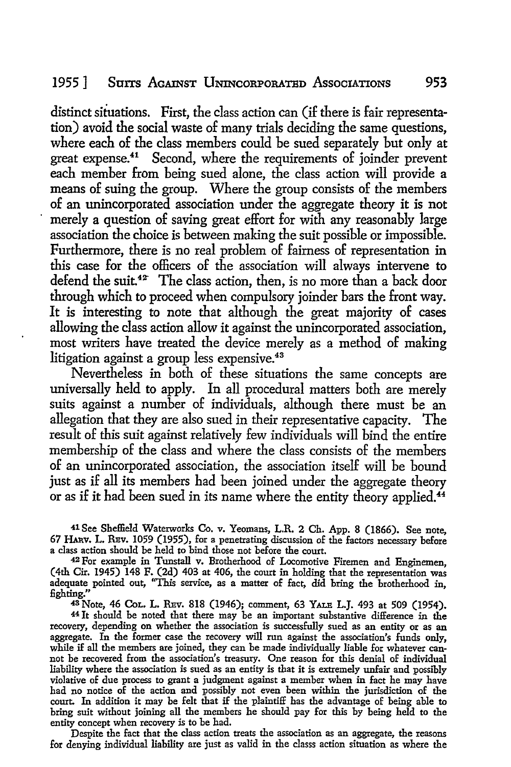distinct situations. First, the class action can (if there is fair representation) avoid the social waste of many trials deciding the same questions, where each of the class members could be sued separately but only at great expense.[41] Second, where the requirements of joinder prevent each member from being sued alone, the class action will provide a means of suing the group. Where the group consists of the members of an unincorporated association under the aggregate theory it is not merely a question of saving great effort for with any reasonably large association the choice is between making the suit possible or impossible. Furthermore, there is no real problem of fairness of representation in this case for the officers of the association will always intervene to defend the suit.[42] The class action, then, is no more than a back door through which to proceed when compulsory joinder bars the front way. It is interesting to note that although the great majority of cases allowing the class action allow it against the unincorporated association, most writers have treated the device merely as a method of making litigation against a group less expensive.[43]

Nevertheless in both of these situations the same concepts are universally held to apply. In all procedural matters both are merely suits against a number of individuals, although there must be an allegation that they are also sued in their representative capacity. The result of this suit against relatively few individuals will bind the entire membership of the class and where the class consists of the members of an unincorporated association, the association itself will be bound just as if all its members had been joined under the aggregate theory or as if it had been sued in its name where the entity theory applied.[44]

---

[41] See Sheffield Waterworks Co. v. Yeomans, L.R. 2 Ch. App. 8 (1866). See note, 67 HARV. L. REV. 1059 (1955), for a penetrating discussion of the factors necessary before a class action should be held to bind those not before the court.

[42] For example in Tunstall v. Brotherhood of Locomotive Firemen and Enginemen, (4th Cir. 1945) 148 F. (2d) 403 at 406, the court in holding that the representation was adequate pointed out, "This service, as a matter of fact, did bring the brotherhood in, fighting."

[43] Note, 46 COL. L. REV. 818 (1946); comment, 63 YALE L.J. 493 at 509 (1954).

[44] It should be noted that there may be an important substantive difference in the recovery, depending on whether the association is successfully sued as an entity or as an aggregate. In the former case the recovery will run against the association's funds only, while if all the members are joined, they can be made individually liable for whatever cannot be recovered from the association's treasury. One reason for this denial of individual liability where the association is sued as an entity is that it is extremely unfair and possibly violative of due process to grant a judgment against a member when in fact he may have had no notice of the action and possibly not even been within the jurisdiction of the court. In addition it may be felt that if the plaintiff has the advantage of being able to bring suit without joining all the members he should pay for this by being held to the entity concept when recovery is to be had.

Despite the fact that the class action treats the association as an aggregate, the reasons for denying individual liability are just as valid in the classs action situation as where the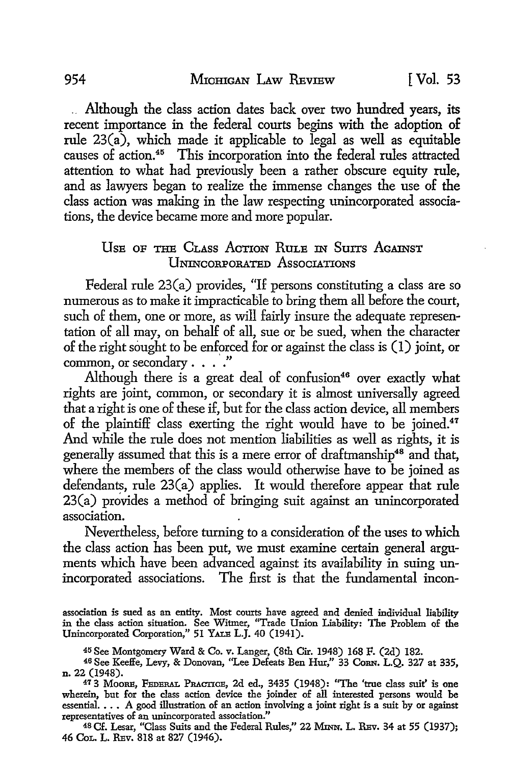Although the class action dates back over two hundred years, its recent importance in the federal courts begins with the adoption of rule 23(a), which made it applicable to legal as well as equitable causes of action.[45] This incorporation into the federal rules attracted attention to what had previously been a rather obscure equity rule, and as lawyers began to realize the immense changes the use of the class action was making in the law respecting unincorporated associations, the device became more and more popular.

## Use of the Class Action Rule in Suits Against Unincorporated Associations

Federal rule 23(a) provides, "If persons constituting a class are so numerous as to make it impracticable to bring them all before the court, such of them, one or more, as will fairly insure the adequate representation of all may, on behalf of all, sue or be sued, when the character of the right sought to be enforced for or against the class is (1) joint, or common, or secondary . . . ."

Although there is a great deal of confusion[46] over exactly what rights are joint, common, or secondary it is almost universally agreed that a right is one of these if, but for the class action device, all members of the plaintiff class exerting the right would have to be joined.[47] And while the rule does not mention liabilities as well as rights, it is generally assumed that this is a mere error of draftmanship[48] and that, where the members of the class would otherwise have to be joined as defendants, rule 23(a) applies. It would therefore appear that rule 23(a) provides a method of bringing suit against an unincorporated association.

Nevertheless, before turning to a consideration of the uses to which the class action has been put, we must examine certain general arguments which have been advanced against its availability in suing unincorporated associations. The first is that the fundamental incon-

---

association is sued as an entity. Most courts have agreed and denied individual liability in the class action situation. See Witmer, "Trade Union Liability: The Problem of the Unincorporated Corporation," 51 Yale L.J. 40 (1941).

[45] See Montgomery Ward & Co. v. Langer, (8th Cir. 1948) 168 F. (2d) 182.

[46] See Keeffe, Levy, & Donovan, "Lee Defeats Ben Hur," 33 Corn. L.Q. 327 at 335, n. 22 (1948).

[47] 3 Moore, Federal Practice, 2d ed., 3435 (1948): "The 'true class suit' is one wherein, but for the class action device the joinder of all interested persons would be essential. . . . A good illustration of an action involving a joint right is a suit by or against representatives of an unincorporated association."

[48] Cf. Lesar, "Class Suits and the Federal Rules," 22 Minn. L. Rev. 34 at 55 (1937); 46 Col. L. Rev. 818 at 827 (1946).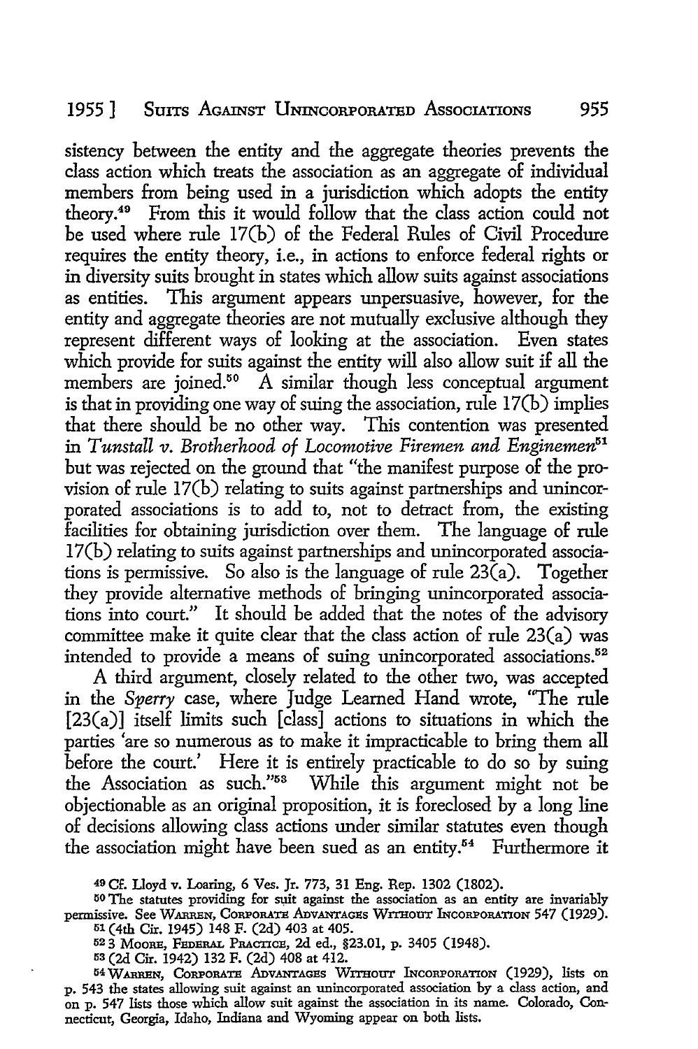sistency between the entity and the aggregate theories prevents the class action which treats the association as an aggregate of individual members from being used in a jurisdiction which adopts the entity theory.[49] From this it would follow that the class action could not be used where rule 17(b) of the Federal Rules of Civil Procedure requires the entity theory, i.e., in actions to enforce federal rights or in diversity suits brought in states which allow suits against associations as entities. This argument appears unpersuasive, however, for the entity and aggregate theories are not mutually exclusive although they represent different ways of looking at the association. Even states which provide for suits against the entity will also allow suit if all the members are joined.[50] A similar though less conceptual argument is that in providing one way of suing the association, rule 17(b) implies that there should be no other way. This contention was presented in *Tunstall v. Brotherhood of Locomotive Firemen and Enginemen*[51] but was rejected on the ground that "the manifest purpose of the provision of rule 17(b) relating to suits against partnerships and unincorporated associations is to add to, not to detract from, the existing facilities for obtaining jurisdiction over them. The language of rule 17(b) relating to suits against partnerships and unincorporated associations is permissive. So also is the language of rule 23(a). Together they provide alternative methods of bringing unincorporated associations into court." It should be added that the notes of the advisory committee make it quite clear that the class action of rule 23(a) was intended to provide a means of suing unincorporated associations.[52]

A third argument, closely related to the other two, was accepted in the *Sperry* case, where Judge Learned Hand wrote, "The rule [23(a)] itself limits such [class] actions to situations in which the parties 'are so numerous as to make it impracticable to bring them all before the court.' Here it is entirely practicable to do so by suing the Association as such."[53] While this argument might not be objectionable as an original proposition, it is foreclosed by a long line of decisions allowing class actions under similar statutes even though the association might have been sued as an entity.[54] Furthermore it

[49] Cf. Lloyd v. Loaring, 6 Ves. Jr. 773, 31 Eng. Rep. 1302 (1802).

[50] The statutes providing for suit against the association as an entity are invariably permissive. See WARREN, CORPORATE ADVANTAGES WITHOUT INCORPORATION 547 (1929).

[51] (4th Cir. 1945) 148 F. (2d) 403 at 405.

[52] 3 MOORE, FEDERAL PRACTICE, 2d ed., §23.01, p. 3405 (1948).

[53] (2d Cir. 1942) 132 F. (2d) 408 at 412.

[54] WARREN, CORPORATE ADVANTAGES WITHOUT INCORPORATION (1929), lists on p. 543 the states allowing suit against an unincorporated association by a class action, and on p. 547 lists those which allow suit against the association in its name. Colorado, Connecticut, Georgia, Idaho, Indiana and Wyoming appear on both lists.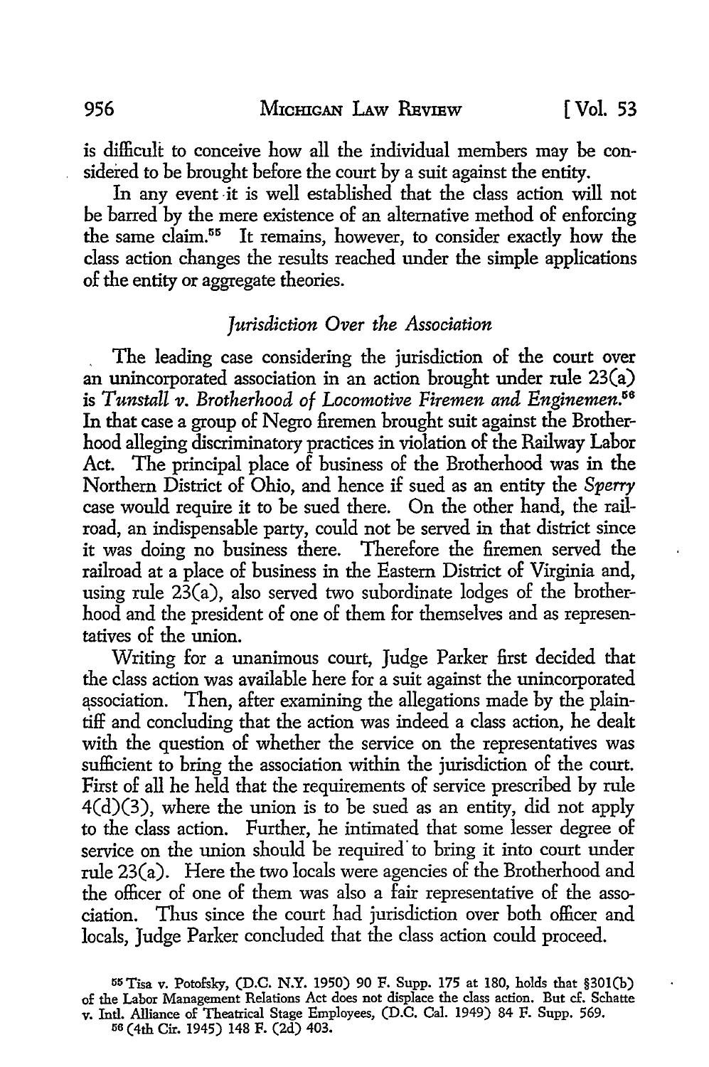is difficult to conceive how all the individual members may be considered to be brought before the court by a suit against the entity.

In any event it is well established that the class action will not be barred by the mere existence of an alternative method of enforcing the same claim.[55] It remains, however, to consider exactly how the class action changes the results reached under the simple applications of the entity or aggregate theories.

### *Jurisdiction Over the Association*

The leading case considering the jurisdiction of the court over an unincorporated association in an action brought under rule 23(a) is *Tunstall v. Brotherhood of Locomotive Firemen and Enginemen.*[56] In that case a group of Negro firemen brought suit against the Brotherhood alleging discriminatory practices in violation of the Railway Labor Act. The principal place of business of the Brotherhood was in the Northern District of Ohio, and hence if sued as an entity the *Sperry* case would require it to be sued there. On the other hand, the railroad, an indispensable party, could not be served in that district since it was doing no business there. Therefore the firemen served the railroad at a place of business in the Eastern District of Virginia and, using rule 23(a), also served two subordinate lodges of the brotherhood and the president of one of them for themselves and as representatives of the union.

Writing for a unanimous court, Judge Parker first decided that the class action was available here for a suit against the unincorporated association. Then, after examining the allegations made by the plaintiff and concluding that the action was indeed a class action, he dealt with the question of whether the service on the representatives was sufficient to bring the association within the jurisdiction of the court. First of all he held that the requirements of service prescribed by rule 4(d)(3), where the union is to be sued as an entity, did not apply to the class action. Further, he intimated that some lesser degree of service on the union should be required to bring it into court under rule 23(a). Here the two locals were agencies of the Brotherhood and the officer of one of them was also a fair representative of the association. Thus since the court had jurisdiction over both officer and locals, Judge Parker concluded that the class action could proceed.

---

[55] Tisa v. Potofsky, (D.C. N.Y. 1950) 90 F. Supp. 175 at 180, holds that §301(b) of the Labor Management Relations Act does not displace the class action. But cf. Schatte v. Intl. Alliance of Theatrical Stage Employees, (D.C. Cal. 1949) 84 F. Supp. 569.

[56] (4th Cir. 1945) 148 F. (2d) 403.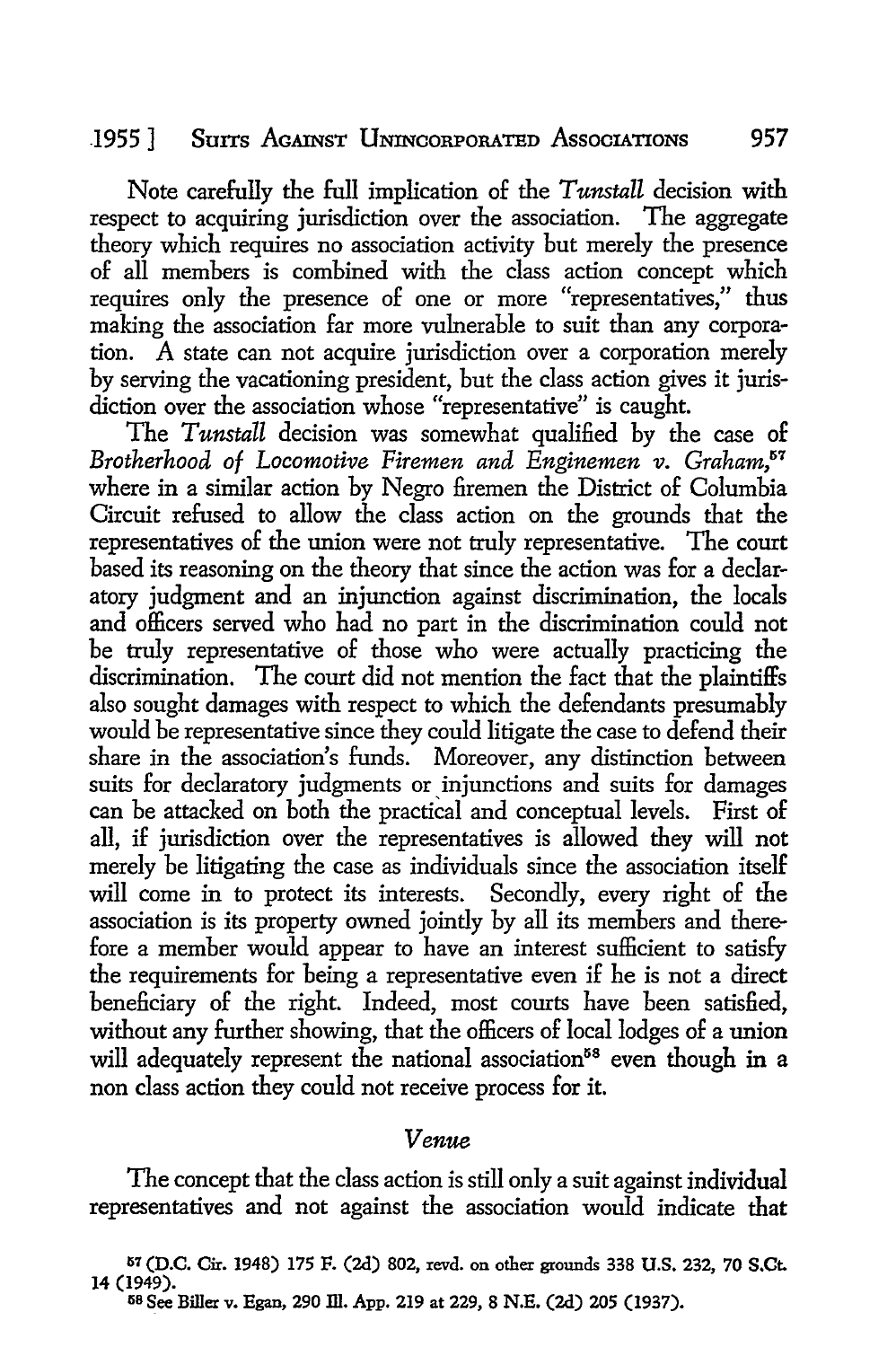Note carefully the full implication of the *Tunstall* decision with respect to acquiring jurisdiction over the association. The aggregate theory which requires no association activity but merely the presence of all members is combined with the class action concept which requires only the presence of one or more "representatives," thus making the association far more vulnerable to suit than any corporation. A state can not acquire jurisdiction over a corporation merely by serving the vacationing president, but the class action gives it jurisdiction over the association whose "representative" is caught.

The *Tunstall* decision was somewhat qualified by the case of *Brotherhood of Locomotive Firemen and Enginemen v. Graham,*[57] where in a similar action by Negro firemen the District of Columbia Circuit refused to allow the class action on the grounds that the representatives of the union were not truly representative. The court based its reasoning on the theory that since the action was for a declaratory judgment and an injunction against discrimination, the locals and officers served who had no part in the discrimination could not be truly representative of those who were actually practicing the discrimination. The court did not mention the fact that the plaintiffs also sought damages with respect to which the defendants presumably would be representative since they could litigate the case to defend their share in the association's funds. Moreover, any distinction between suits for declaratory judgments or injunctions and suits for damages can be attacked on both the practical and conceptual levels. First of all, if jurisdiction over the representatives is allowed they will not merely be litigating the case as individuals since the association itself will come in to protect its interests. Secondly, every right of the association is its property owned jointly by all its members and therefore a member would appear to have an interest sufficient to satisfy the requirements for being a representative even if he is not a direct beneficiary of the right. Indeed, most courts have been satisfied, without any further showing, that the officers of local lodges of a union will adequately represent the national association[58] even though in a non class action they could not receive process for it.

### *Venue*

The concept that the class action is still only a suit against individual representatives and not against the association would indicate that

---

[57] (D.C. Cir. 1948) 175 F. (2d) 802, revd. on other grounds 338 U.S. 232, 70 S.Ct. 14 (1949).

[58] See Biller v. Egan, 290 Ill. App. 219 at 229, 8 N.E. (2d) 205 (1937).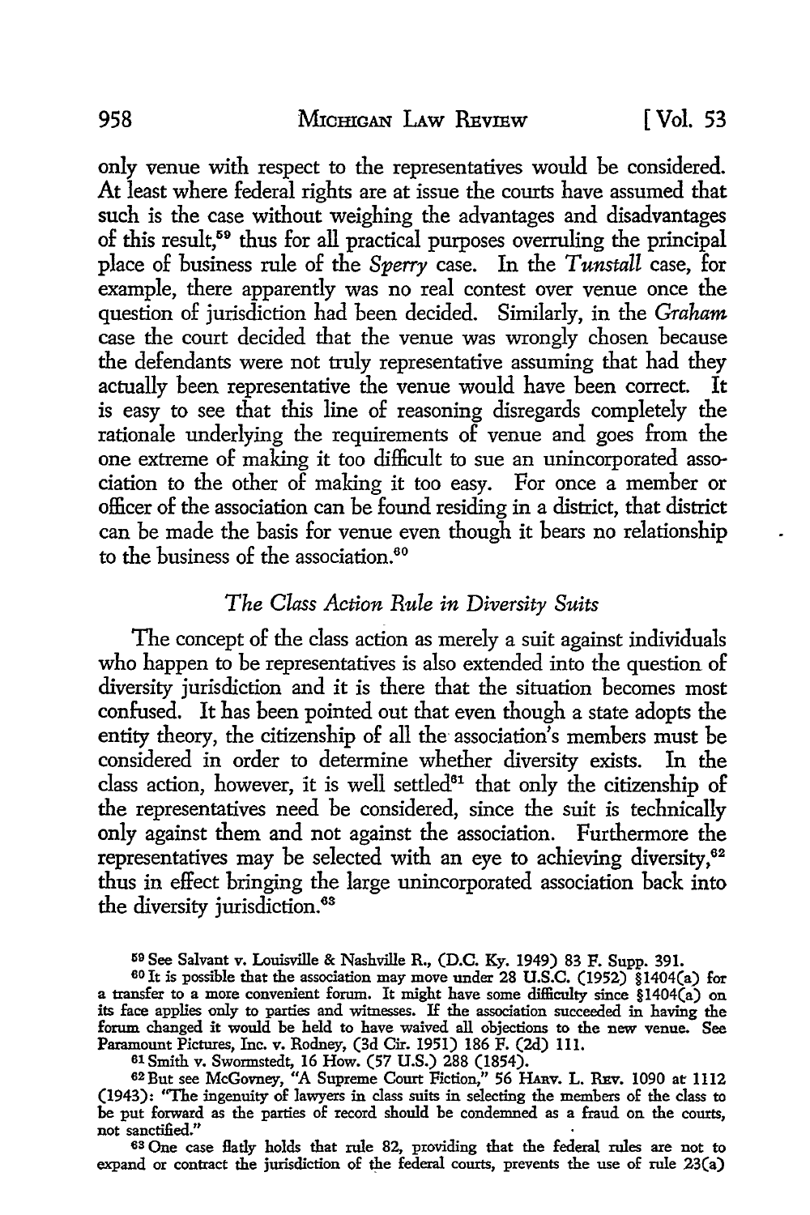only venue with respect to the representatives would be considered. At least where federal rights are at issue the courts have assumed that such is the case without weighing the advantages and disadvantages of this result,[59] thus for all practical purposes overruling the principal place of business rule of the *Sperry* case. In the *Tunstall* case, for example, there apparently was no real contest over venue once the question of jurisdiction had been decided. Similarly, in the *Graham* case the court decided that the venue was wrongly chosen because the defendants were not truly representative assuming that had they actually been representative the venue would have been correct. It is easy to see that this line of reasoning disregards completely the rationale underlying the requirements of venue and goes from the one extreme of making it too difficult to sue an unincorporated association to the other of making it too easy. For once a member or officer of the association can be found residing in a district, that district can be made the basis for venue even though it bears no relationship to the business of the association.[60]

### *The Class Action Rule in Diversity Suits*

The concept of the class action as merely a suit against individuals who happen to be representatives is also extended into the question of diversity jurisdiction and it is there that the situation becomes most confused. It has been pointed out that even though a state adopts the entity theory, the citizenship of all the association's members must be considered in order to determine whether diversity exists. In the class action, however, it is well settled[61] that only the citizenship of the representatives need be considered, since the suit is technically only against them and not against the association. Furthermore the representatives may be selected with an eye to achieving diversity,[62] thus in effect bringing the large unincorporated association back into the diversity jurisdiction.[63]

---

[59] See Salvant v. Louisville & Nashville R., (D.C. Ky. 1949) 83 F. Supp. 391.

[60] It is possible that the association may move under 28 U.S.C. (1952) §1404(a) for a transfer to a more convenient forum. It might have some difficulty since §1404(a) on its face applies only to parties and witnesses. If the association succeeded in having the forum changed it would be held to have waived all objections to the new venue. See Paramount Pictures, Inc. v. Rodney, (3d Cir. 1951) 186 F. (2d) 111.

[61] Smith v. Swormstedt, 16 How. (57 U.S.) 288 (1854).

[62] But see McGovney, "A Supreme Court Fiction," 56 HARV. L. REV. 1090 at 1112 (1943): "The ingenuity of lawyers in class suits in selecting the members of the class to be put forward as the parties of record should be condemned as a fraud on the courts, not sanctified."

[63] One case flatly holds that rule 82, providing that the federal rules are not to expand or contract the jurisdiction of the federal courts, prevents the use of rule 23(a)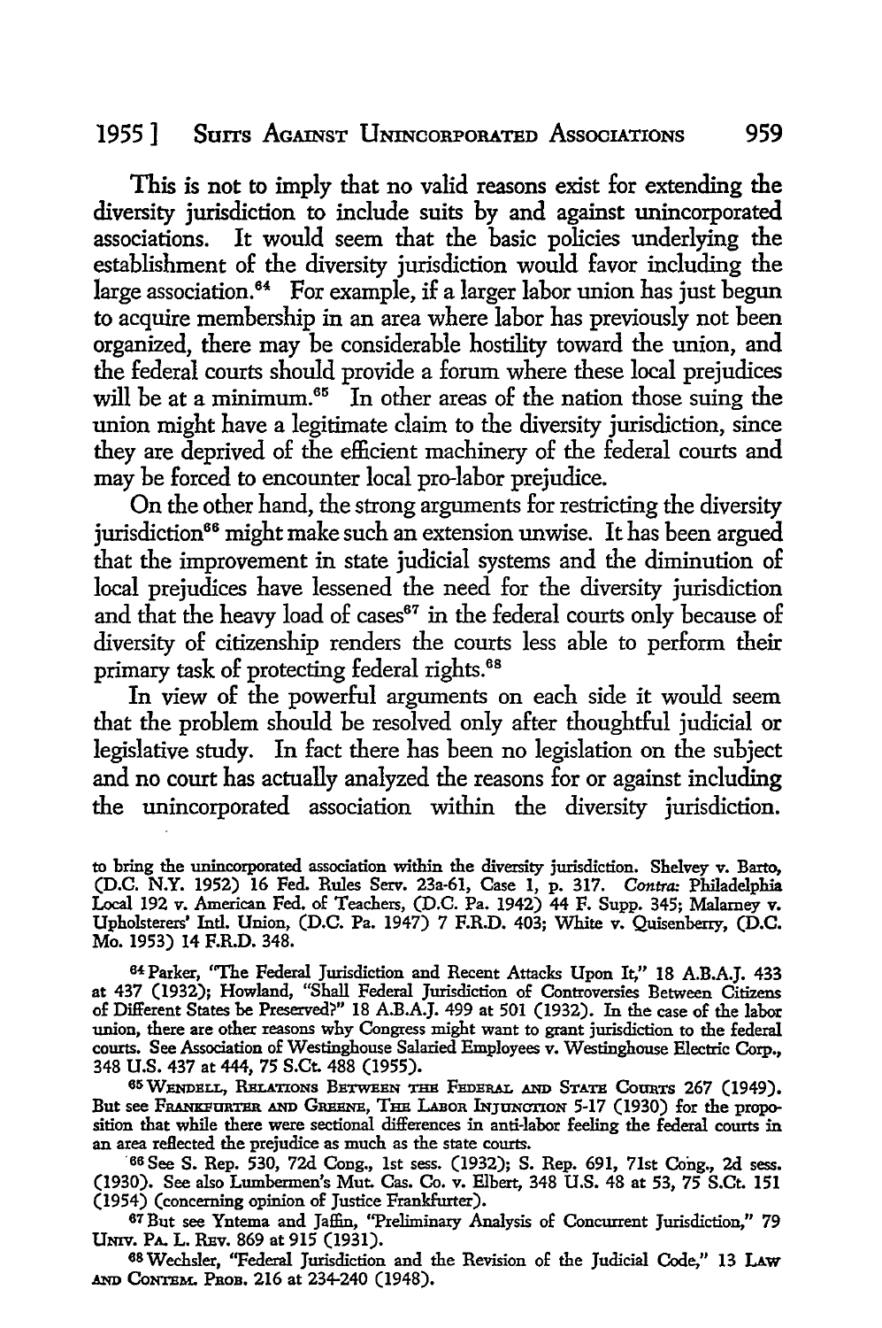This is not to imply that no valid reasons exist for extending the diversity jurisdiction to include suits by and against unincorporated associations. It would seem that the basic policies underlying the establishment of the diversity jurisdiction would favor including the large association.[64] For example, if a larger labor union has just begun to acquire membership in an area where labor has previously not been organized, there may be considerable hostility toward the union, and the federal courts should provide a forum where these local prejudices will be at a minimum.[65] In other areas of the nation those suing the union might have a legitimate claim to the diversity jurisdiction, since they are deprived of the efficient machinery of the federal courts and may be forced to encounter local pro-labor prejudice.

On the other hand, the strong arguments for restricting the diversity jurisdiction[66] might make such an extension unwise. It has been argued that the improvement in state judicial systems and the diminution of local prejudices have lessened the need for the diversity jurisdiction and that the heavy load of cases[67] in the federal courts only because of diversity of citizenship renders the courts less able to perform their primary task of protecting federal rights.[68]

In view of the powerful arguments on each side it would seem that the problem should be resolved only after thoughtful judicial or legislative study. In fact there has been no legislation on the subject and no court has actually analyzed the reasons for or against including the unincorporated association within the diversity jurisdiction.

---

to bring the unincorporated association within the diversity jurisdiction. Shelvey v. Barto, (D.C. N.Y. 1952) 16 Fed. Rules Serv. 23a-61, Case 1, p. 317. *Contra:* Philadelphia Local 192 v. American Fed. of Teachers, (D.C. Pa. 1942) 44 F. Supp. 345; Malamey v. Upholsterers' Intl. Union, (D.C. Pa. 1947) 7 F.R.D. 403; White v. Quisenberry, (D.C. Mo. 1953) 14 F.R.D. 348.

[64] Parker, "The Federal Jurisdiction and Recent Attacks Upon It," 18 A.B.A.J. 433 at 437 (1932); Howland, "Shall Federal Jurisdiction of Controversies Between Citizens of Different States be Preserved?" 18 A.B.A.J. 499 at 501 (1932). In the case of the labor union, there are other reasons why Congress might want to grant jurisdiction to the federal courts. See Association of Westinghouse Salaried Employees v. Westinghouse Electric Corp., 348 U.S. 437 at 444, 75 S.Ct. 488 (1955).

[65] WENDELL, RELATIONS BETWEEN THE FEDERAL AND STATE COURTS 267 (1949). But see FRANKFURTER AND GREENE, THE LABOR INJUNCTION 5-17 (1930) for the proposition that while there were sectional differences in anti-labor feeling the federal courts in an area reflected the prejudice as much as the state courts.

[66] See S. Rep. 530, 72d Cong., 1st sess. (1932); S. Rep. 691, 71st Cong., 2d sess. (1930). See also Lumbermen's Mut. Cas. Co. v. Elbert, 348 U.S. 48 at 53, 75 S.Ct. 151 (1954) (concerning opinion of Justice Frankfurter).

[67] But see Yntema and Jaffin, "Preliminary Analysis of Concurrent Jurisdiction," 79 UNIV. PA. L. REV. 869 at 915 (1931).

[68] Wechsler, "Federal Jurisdiction and the Revision of the Judicial Code," 13 LAW AND CONTEM. PROB. 216 at 234-240 (1948).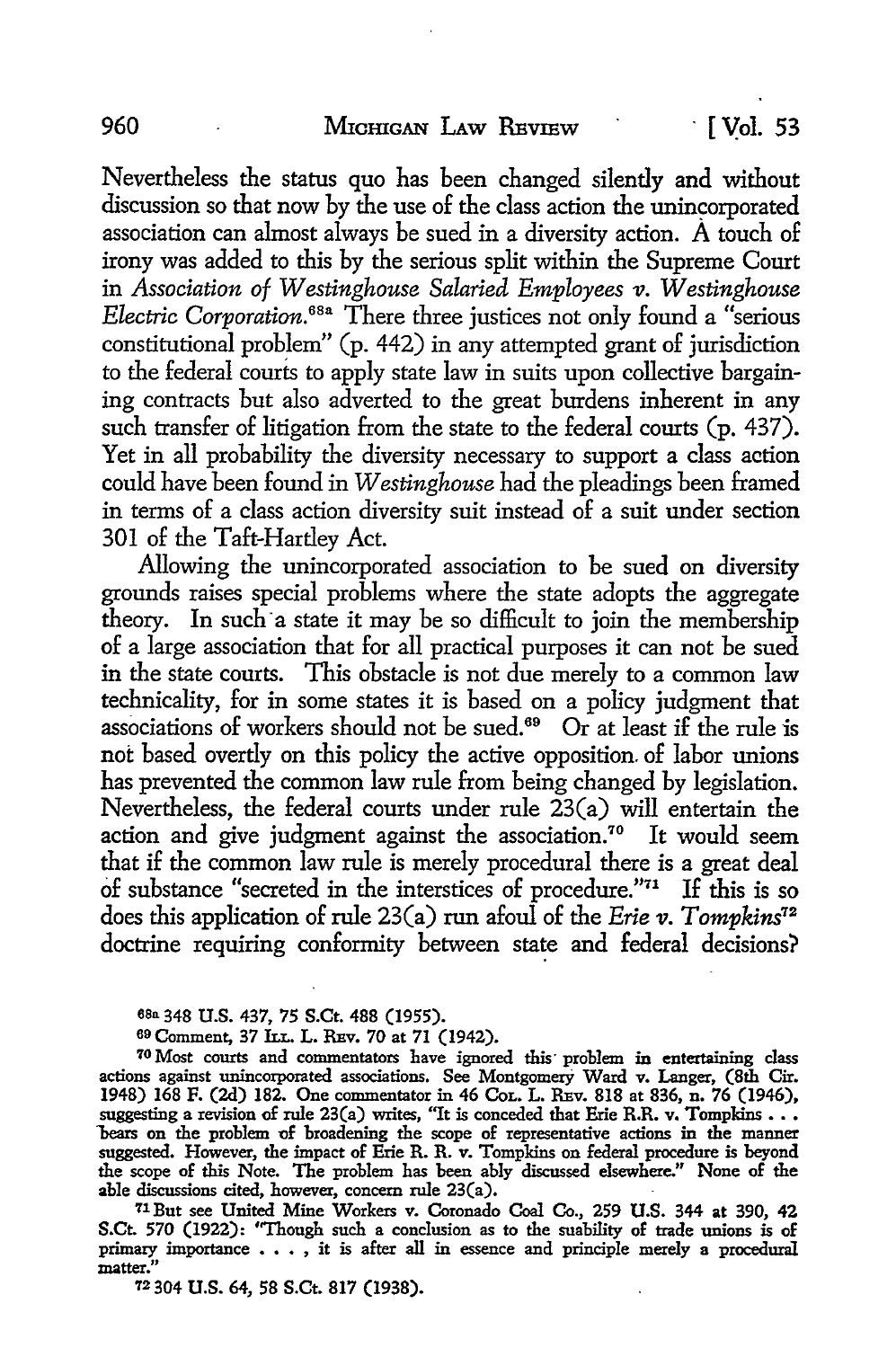Nevertheless the status quo has been changed silently and without discussion so that now by the use of the class action the unincorporated association can almost always be sued in a diversity action. A touch of irony was added to this by the serious split within the Supreme Court in *Association of Westinghouse Salaried Employees v. Westinghouse Electric Corporation.*[68a] There three justices not only found a "serious constitutional problem" (p. 442) in any attempted grant of jurisdiction to the federal courts to apply state law in suits upon collective bargaining contracts but also adverted to the great burdens inherent in any such transfer of litigation from the state to the federal courts (p. 437). Yet in all probability the diversity necessary to support a class action could have been found in *Westinghouse* had the pleadings been framed in terms of a class action diversity suit instead of a suit under section 301 of the Taft-Hartley Act.

Allowing the unincorporated association to be sued on diversity grounds raises special problems where the state adopts the aggregate theory. In such a state it may be so difficult to join the membership of a large association that for all practical purposes it can not be sued in the state courts. This obstacle is not due merely to a common law technicality, for in some states it is based on a policy judgment that associations of workers should not be sued.[69] Or at least if the rule is not based overtly on this policy the active opposition of labor unions has prevented the common law rule from being changed by legislation. Nevertheless, the federal courts under rule 23(a) will entertain the action and give judgment against the association.[70] It would seem that if the common law rule is merely procedural there is a great deal of substance "secreted in the interstices of procedure."[71] If this is so does this application of rule 23(a) run afoul of the *Erie v. Tompkins*[72] doctrine requiring conformity between state and federal decisions?

[68a] 348 U.S. 437, 75 S.Ct. 488 (1955).

[69] Comment, 37 ILL. L. REV. 70 at 71 (1942).

[70] Most courts and commentators have ignored this problem in entertaining class actions against unincorporated associations. See Montgomery Ward v. Langer, (8th Cir. 1948) 168 F. (2d) 182. One commentator in 46 COL. L. REV. 818 at 836, n. 76 (1946), suggesting a revision of rule 23(a) writes, "It is conceded that Erie R.R. v. Tompkins . . . bears on the problem of broadening the scope of representative actions in the manner suggested. However, the impact of Erie R. R. v. Tompkins on federal procedure is beyond the scope of this Note. The problem has been ably discussed elsewhere." None of the able discussions cited, however, concern rule 23(a).

[71] But see United Mine Workers v. Coronado Coal Co., 259 U.S. 344 at 390, 42 S.Ct. 570 (1922): "Though such a conclusion as to the suability of trade unions is of primary importance . . . , it is after all in essence and principle merely a procedural matter."

[72] 304 U.S. 64, 58 S.Ct. 817 (1938).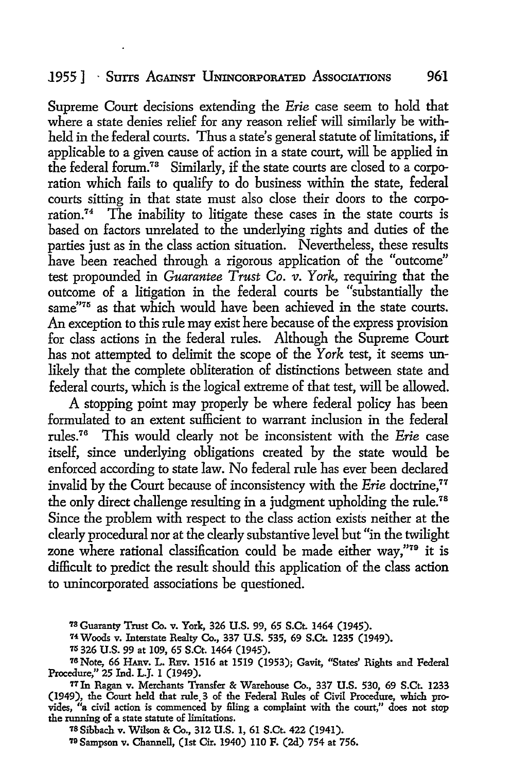Supreme Court decisions extending the *Erie* case seem to hold that where a state denies relief for any reason relief will similarly be withheld in the federal courts. Thus a state's general statute of limitations, if applicable to a given cause of action in a state court, will be applied in the federal forum.[73] Similarly, if the state courts are closed to a corporation which fails to qualify to do business within the state, federal courts sitting in that state must also close their doors to the corporation.[74] The inability to litigate these cases in the state courts is based on factors unrelated to the underlying rights and duties of the parties just as in the class action situation. Nevertheless, these results have been reached through a rigorous application of the "outcome" test propounded in *Guarantee Trust Co. v. York*, requiring that the outcome of a litigation in the federal courts be "substantially the same"[75] as that which would have been achieved in the state courts. An exception to this rule may exist here because of the express provision for class actions in the federal rules. Although the Supreme Court has not attempted to delimit the scope of the *York* test, it seems unlikely that the complete obliteration of distinctions between state and federal courts, which is the logical extreme of that test, will be allowed.

A stopping point may properly be where federal policy has been formulated to an extent sufficient to warrant inclusion in the federal rules.[76] This would clearly not be inconsistent with the *Erie* case itself, since underlying obligations created by the state would be enforced according to state law. No federal rule has ever been declared invalid by the Court because of inconsistency with the *Erie* doctrine,[77] the only direct challenge resulting in a judgment upholding the rule.[78] Since the problem with respect to the class action exists neither at the clearly procedural nor at the clearly substantive level but "in the twilight zone where rational classification could be made either way,"[79] it is difficult to predict the result should this application of the class action to unincorporated associations be questioned.

---

[73] Guaranty Trust Co. v. York, 326 U.S. 99, 65 S.Ct. 1464 (1945).

[74] Woods v. Interstate Realty Co., 337 U.S. 535, 69 S.Ct. 1235 (1949).

[75] 326 U.S. 99 at 109, 65 S.Ct. 1464 (1945).

[76] Note, 66 HARV. L. REV. 1516 at 1519 (1953); Gavit, "States' Rights and Federal Procedure," 25 Ind. L.J. 1 (1949).

[77] In Ragan v. Merchants Transfer & Warehouse Co., 337 U.S. 530, 69 S.Ct. 1233 (1949), the Court held that rule 3 of the Federal Rules of Civil Procedure, which provides, "a civil action is commenced by filing a complaint with the court," does not stop the running of a state statute of limitations.

[78] Sibbach v. Wilson & Co., 312 U.S. 1, 61 S.Ct. 422 (1941).

[79] Sampson v. Channell, (1st Cir. 1940) 110 F. (2d) 754 at 756.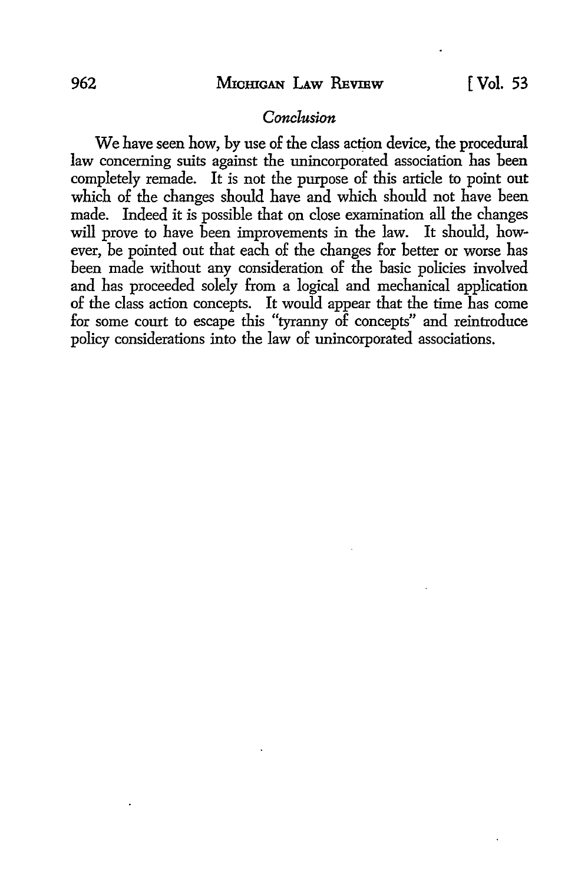## *Conclusion*

We have seen how, by use of the class action device, the procedural law concerning suits against the unincorporated association has been completely remade. It is not the purpose of this article to point out which of the changes should have and which should not have been made. Indeed it is possible that on close examination all the changes will prove to have been improvements in the law. It should, however, be pointed out that each of the changes for better or worse has been made without any consideration of the basic policies involved and has proceeded solely from a logical and mechanical application of the class action concepts. It would appear that the time has come for some court to escape this "tyranny of concepts" and reintroduce policy considerations into the law of unincorporated associations.